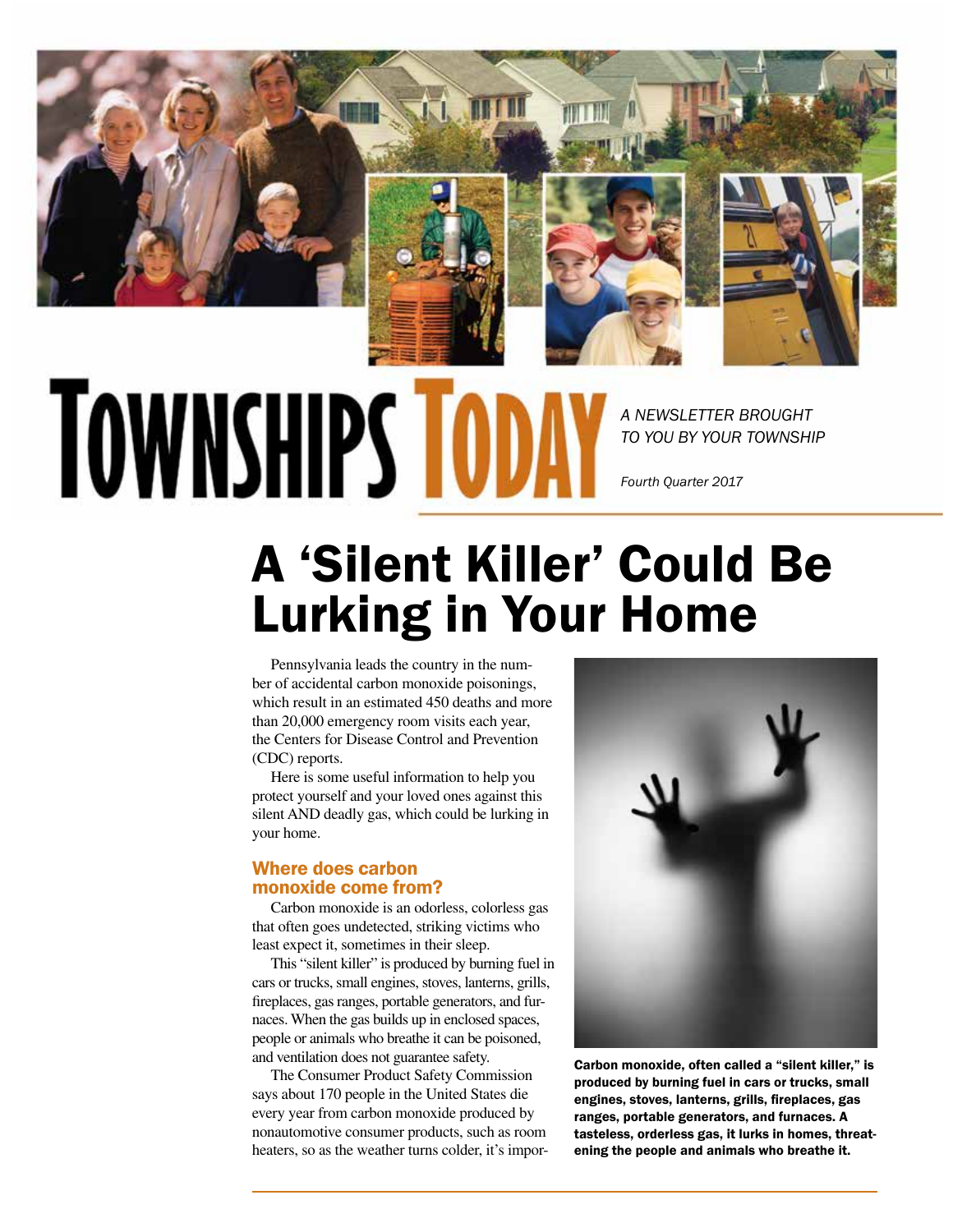# TOWNSHIPS TODAY

*A NEWSLETTER BROUGHT TO YOU BY YOUR TOWNSHIP*

*Fourth Quarter 2017*

## A 'Silent Killer' Could Be Lurking in Your Home

Pennsylvania leads the country in the number of accidental carbon monoxide poisonings, which result in an estimated 450 deaths and more than 20,000 emergency room visits each year, the Centers for Disease Control and Prevention (CDC) reports.

Here is some useful information to help you protect yourself and your loved ones against this silent AND deadly gas, which could be lurking in your home.

### Where does carbon monoxide come from?

Carbon monoxide is an odorless, colorless gas that often goes undetected, striking victims who least expect it, sometimes in their sleep.

This "silent killer" is produced by burning fuel in cars or trucks, small engines, stoves, lanterns, grills, fireplaces, gas ranges, portable generators, and furnaces. When the gas builds up in enclosed spaces, people or animals who breathe it can be poisoned, and ventilation does not guarantee safety.

The Consumer Product Safety Commission says about 170 people in the United States die every year from carbon monoxide produced by nonautomotive consumer products, such as room heaters, so as the weather turns colder, it's impor-

**Carbon monoxide, often called a "silent killer," is produced by burning fuel in cars or trucks, small engines, stoves, lanterns, grills, fireplaces, gas ranges, portable generators, and furnaces. A tasteless, orderless gas, it lurks in homes, threatening the people and animals who breathe it.**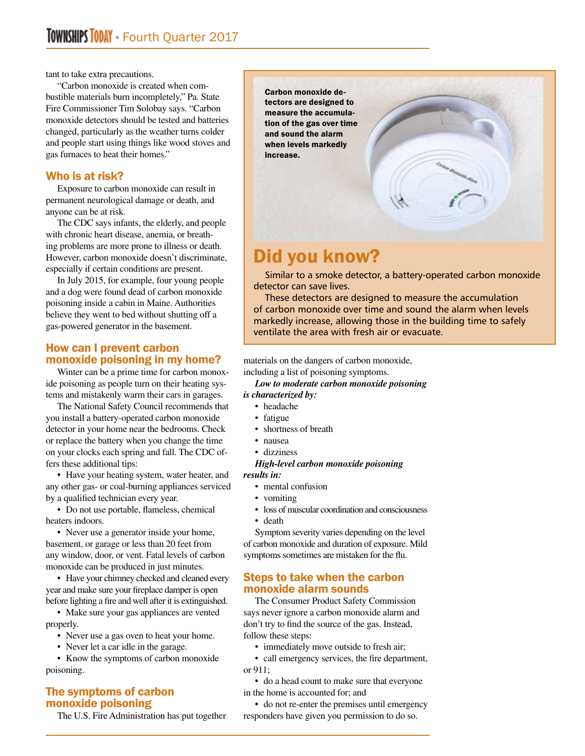tant to take extra precautions.

"Carbon monoxide is created when combustible materials burn incompletely," Pa. State Fire Commissioner Tim Solobay says. "Carbon monoxide detectors should be tested and batteries changed, particularly as the weather turns colder and people start using things like wood stoves and gas furnaces to heat their homes."

## Who is at risk?

Exposure to carbon monoxide can result in permanent neurological damage or death, and anyone can be at risk.

The CDC says infants, the elderly, and people with chronic heart disease, anemia, or breathing problems are more prone to illness or death. However, carbon monoxide doesn't discriminate, especially if certain conditions are present.

In July 2015, for example, four young people and a dog were found dead of carbon monoxide poisoning inside a cabin in Maine. Authorities believe they went to bed without shutting off a gas-powered generator in the basement.

## How can I prevent carbon monoxide poisoning in my home?

Winter can be a prime time for carbon monoxide poisoning as people turn on their heating systems and mistakenly warm their cars in garages.

The National Safety Council recommends that you install a battery-operated carbon monoxide detector in your home near the bedrooms. Check or replace the battery when you change the time on your clocks each spring and fall. The CDC offers these additional tips:

- Have your heating system, water heater, and any other gas- or coal-burning appliances serviced by a qualified technician every year.
- Do not use portable, flameless, chemical heaters indoors.
- Never use a generator inside your home, basement, or garage or less than 20 feet from any window, door, or vent. Fatal levels of carbon monoxide can be produced in just minutes.
- Have your chimney checked and cleaned every year and make sure your fireplace damper is open before lighting a fire and well after it is extinguished.
- Make sure your gas appliances are vented properly.
- Never use a gas oven to heat your home.
- Never let a car idle in the garage.
- Know the symptoms of carbon monoxide poisoning.

## The symptoms of carbon monoxide poisoning

The U.S. Fire Administration has put together materials on the dangers of carbon monoxide, including a list of poisoning symptoms.

***Low to moderate carbon monoxide poisoning is characterized by:***

- headache
- fatigue
- shortness of breath
- nausea
- dizziness

***High-level carbon monoxide poisoning results in:***

- mental confusion
- vomiting
- loss of muscular coordination and consciousness
- death

Symptom severity varies depending on the level of carbon monoxide and duration of exposure. Mild symptoms sometimes are mistaken for the flu.

## Steps to take when the carbon monoxide alarm sounds

The Consumer Product Safety Commission says never ignore a carbon monoxide alarm and don't try to find the source of the gas. Instead, follow these steps:

- immediately move outside to fresh air;
- call emergency services, the fire department, or 911;
- do a head count to make sure that everyone in the home is accounted for; and
- do not re-enter the premises until emergency responders have given you permission to do so.

**Carbon monoxide detectors are designed to measure the accumulation of the gas over time and sound the alarm when levels markedly increase.**

## Did you know?

Similar to a smoke detector, a battery-operated carbon monoxide detector can save lives.

These detectors are designed to measure the accumulation of carbon monoxide over time and sound the alarm when levels markedly increase, allowing those in the building time to safely ventilate the area with fresh air or evacuate.